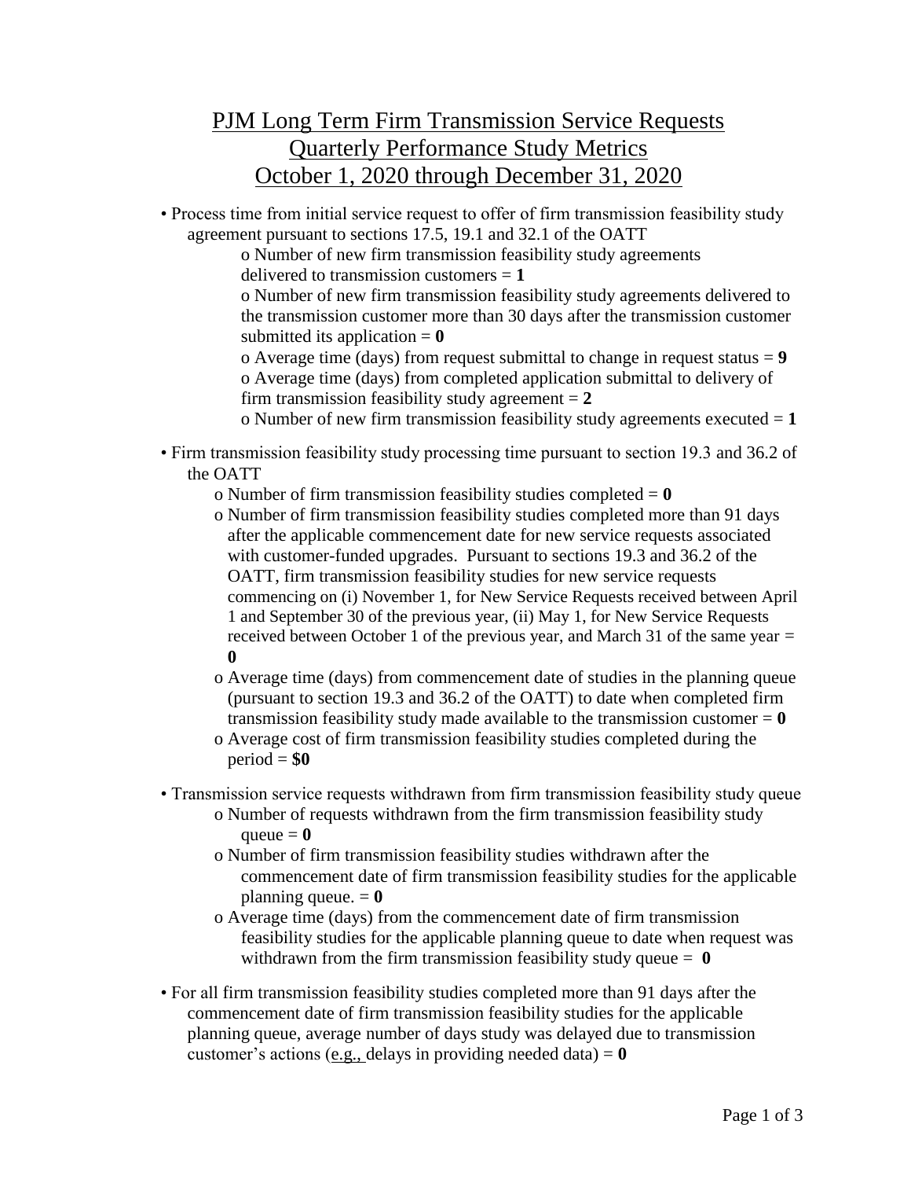# PJM Long Term Firm Transmission Service Requests
# Quarterly Performance Study Metrics
# October 1, 2020 through December 31, 2020

- Process time from initial service request to offer of firm transmission feasibility study agreement pursuant to sections 17.5, 19.1 and 32.1 of the OATT
  - Number of new firm transmission feasibility study agreements delivered to transmission customers = **1**
  - Number of new firm transmission feasibility study agreements delivered to the transmission customer more than 30 days after the transmission customer submitted its application = **0**
  - Average time (days) from request submittal to change in request status = **9**
  - Average time (days) from completed application submittal to delivery of firm transmission feasibility study agreement = **2**
  - Number of new firm transmission feasibility study agreements executed = **1**

- Firm transmission feasibility study processing time pursuant to section 19.3 and 36.2 of the OATT
  - Number of firm transmission feasibility studies completed = **0**
  - Number of firm transmission feasibility studies completed more than 91 days after the applicable commencement date for new service requests associated with customer-funded upgrades. Pursuant to sections 19.3 and 36.2 of the OATT, firm transmission feasibility studies for new service requests commencing on (i) November 1, for New Service Requests received between April 1 and September 30 of the previous year, (ii) May 1, for New Service Requests received between October 1 of the previous year, and March 31 of the same year = **0**
  - Average time (days) from commencement date of studies in the planning queue (pursuant to section 19.3 and 36.2 of the OATT) to date when completed firm transmission feasibility study made available to the transmission customer = **0**
  - Average cost of firm transmission feasibility studies completed during the period = **$0**

- Transmission service requests withdrawn from firm transmission feasibility study queue
  - Number of requests withdrawn from the firm transmission feasibility study queue = **0**
  - Number of firm transmission feasibility studies withdrawn after the commencement date of firm transmission feasibility studies for the applicable planning queue. = **0**
  - Average time (days) from the commencement date of firm transmission feasibility studies for the applicable planning queue to date when request was withdrawn from the firm transmission feasibility study queue = **0**

- For all firm transmission feasibility studies completed more than 91 days after the commencement date of firm transmission feasibility studies for the applicable planning queue, average number of days study was delayed due to transmission customer's actions (e.g., delays in providing needed data) = **0**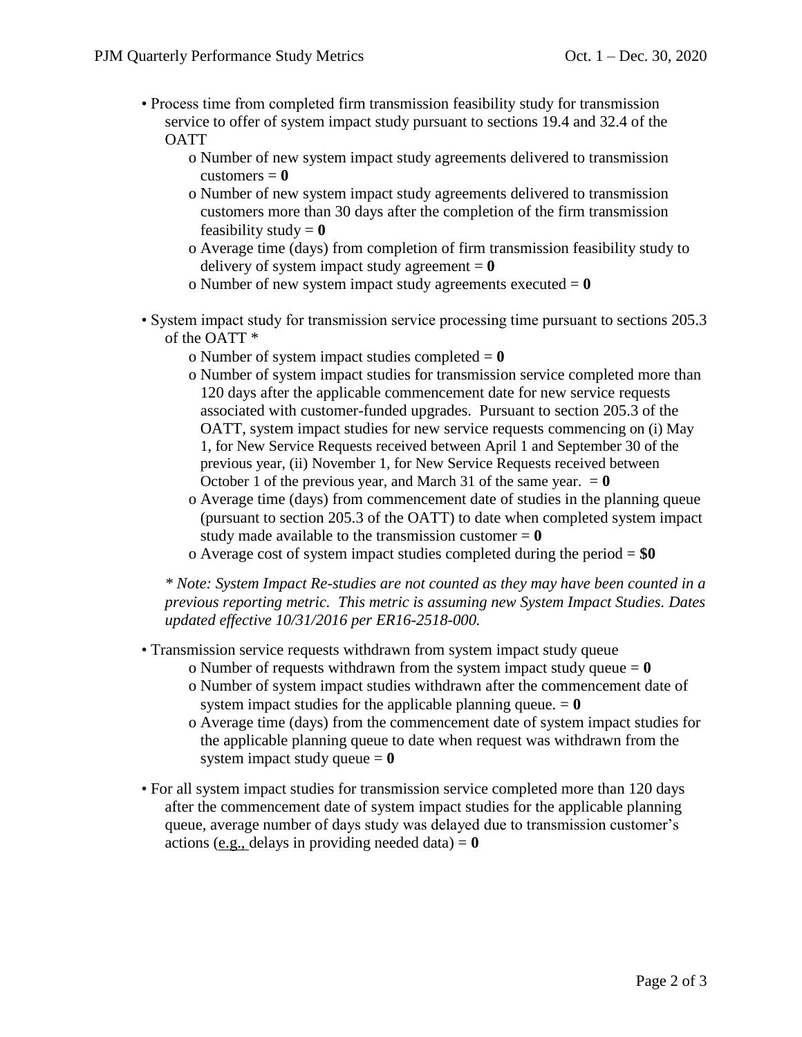- Process time from completed firm transmission feasibility study for transmission service to offer of system impact study pursuant to sections 19.4 and 32.4 of the OATT
  - Number of new system impact study agreements delivered to transmission customers = **0**
  - Number of new system impact study agreements delivered to transmission customers more than 30 days after the completion of the firm transmission feasibility study = **0**
  - Average time (days) from completion of firm transmission feasibility study to delivery of system impact study agreement = **0**
  - Number of new system impact study agreements executed = **0**

- System impact study for transmission service processing time pursuant to sections 205.3 of the OATT *
  - Number of system impact studies completed = **0**
  - Number of system impact studies for transmission service completed more than 120 days after the applicable commencement date for new service requests associated with customer-funded upgrades. Pursuant to section 205.3 of the OATT, system impact studies for new service requests commencing on (i) May 1, for New Service Requests received between April 1 and September 30 of the previous year, (ii) November 1, for New Service Requests received between October 1 of the previous year, and March 31 of the same year. = **0**
  - Average time (days) from commencement date of studies in the planning queue (pursuant to section 205.3 of the OATT) to date when completed system impact study made available to the transmission customer = **0**
  - Average cost of system impact studies completed during the period = **$0**

  *\* Note: System Impact Re-studies are not counted as they may have been counted in a previous reporting metric. This metric is assuming new System Impact Studies. Dates updated effective 10/31/2016 per ER16-2518-000.*

- Transmission service requests withdrawn from system impact study queue
  - Number of requests withdrawn from the system impact study queue = **0**
  - Number of system impact studies withdrawn after the commencement date of system impact studies for the applicable planning queue. = **0**
  - Average time (days) from the commencement date of system impact studies for the applicable planning queue to date when request was withdrawn from the system impact study queue = **0**

- For all system impact studies for transmission service completed more than 120 days after the commencement date of system impact studies for the applicable planning queue, average number of days study was delayed due to transmission customer's actions (e.g., delays in providing needed data) = **0**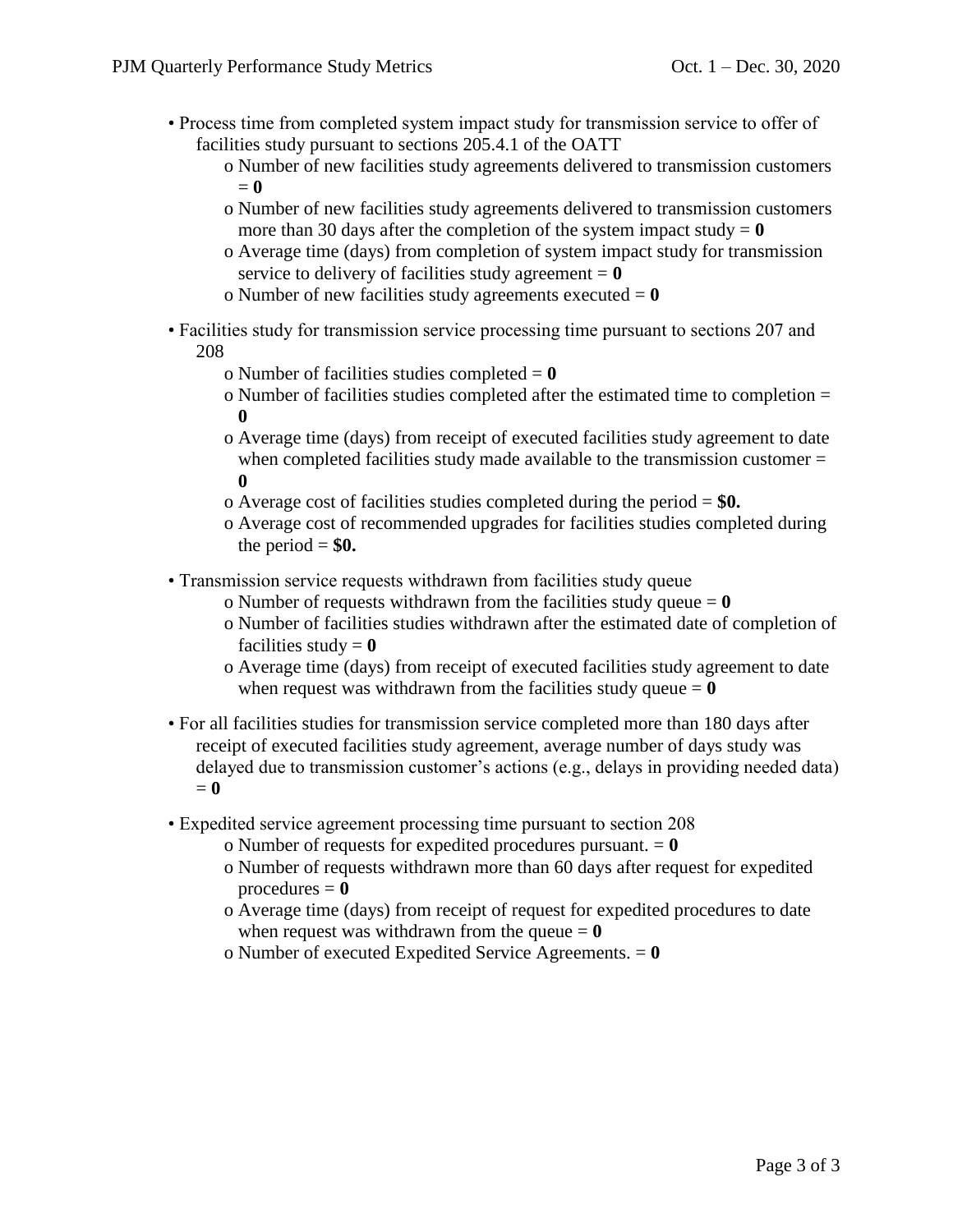- Process time from completed system impact study for transmission service to offer of facilities study pursuant to sections 205.4.1 of the OATT
    - Number of new facilities study agreements delivered to transmission customers = **0**
    - Number of new facilities study agreements delivered to transmission customers more than 30 days after the completion of the system impact study = **0**
    - Average time (days) from completion of system impact study for transmission service to delivery of facilities study agreement = **0**
    - Number of new facilities study agreements executed = **0**

- Facilities study for transmission service processing time pursuant to sections 207 and 208
    - Number of facilities studies completed = **0**
    - Number of facilities studies completed after the estimated time to completion = **0**
    - Average time (days) from receipt of executed facilities study agreement to date when completed facilities study made available to the transmission customer = **0**
    - Average cost of facilities studies completed during the period = **$0.**
    - Average cost of recommended upgrades for facilities studies completed during the period = **$0.**

- Transmission service requests withdrawn from facilities study queue
    - Number of requests withdrawn from the facilities study queue = **0**
    - Number of facilities studies withdrawn after the estimated date of completion of facilities study = **0**
    - Average time (days) from receipt of executed facilities study agreement to date when request was withdrawn from the facilities study queue = **0**

- For all facilities studies for transmission service completed more than 180 days after receipt of executed facilities study agreement, average number of days study was delayed due to transmission customer's actions (e.g., delays in providing needed data) = **0**

- Expedited service agreement processing time pursuant to section 208
    - Number of requests for expedited procedures pursuant. = **0**
    - Number of requests withdrawn more than 60 days after request for expedited procedures = **0**
    - Average time (days) from receipt of request for expedited procedures to date when request was withdrawn from the queue = **0**
    - Number of executed Expedited Service Agreements. = **0**